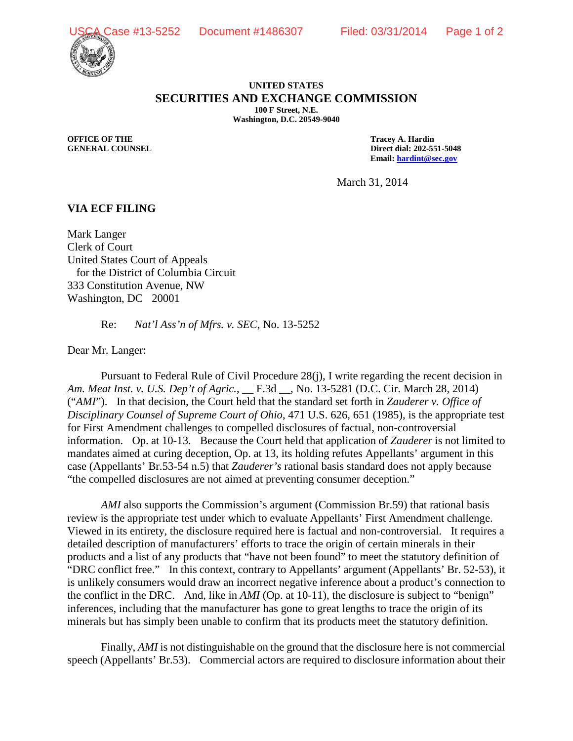**UNITED STATES**
**SECURITIES AND EXCHANGE COMMISSION**
**100 F Street, N.E.**
**Washington, D.C. 20549-9040**

**OFFICE OF THE GENERAL COUNSEL**

**Tracey A. Hardin**
**Direct dial: 202-551-5048**
**Email: hardint@sec.gov**

March 31, 2014

**VIA ECF FILING**

Mark Langer
Clerk of Court
United States Court of Appeals
for the District of Columbia Circuit
333 Constitution Avenue, NW
Washington, DC 20001

Re: *Nat'l Ass'n of Mfrs. v. SEC*, No. 13-5252

Dear Mr. Langer:

Pursuant to Federal Rule of Civil Procedure 28(j), I write regarding the recent decision in *Am. Meat Inst. v. U.S. Dep't of Agric.*, __ F.3d __, No. 13-5281 (D.C. Cir. March 28, 2014) ("*AMI*"). In that decision, the Court held that the standard set forth in *Zauderer v. Office of Disciplinary Counsel of Supreme Court of Ohio*, 471 U.S. 626, 651 (1985), is the appropriate test for First Amendment challenges to compelled disclosures of factual, non-controversial information. Op. at 10-13. Because the Court held that application of *Zauderer* is not limited to mandates aimed at curing deception, Op. at 13, its holding refutes Appellants' argument in this case (Appellants' Br.53-54 n.5) that *Zauderer's* rational basis standard does not apply because "the compelled disclosures are not aimed at preventing consumer deception."

*AMI* also supports the Commission's argument (Commission Br.59) that rational basis review is the appropriate test under which to evaluate Appellants' First Amendment challenge. Viewed in its entirety, the disclosure required here is factual and non-controversial. It requires a detailed description of manufacturers' efforts to trace the origin of certain minerals in their products and a list of any products that "have not been found" to meet the statutory definition of "DRC conflict free." In this context, contrary to Appellants' argument (Appellants' Br. 52-53), it is unlikely consumers would draw an incorrect negative inference about a product's connection to the conflict in the DRC. And, like in *AMI* (Op. at 10-11), the disclosure is subject to "benign" inferences, including that the manufacturer has gone to great lengths to trace the origin of its minerals but has simply been unable to confirm that its products meet the statutory definition.

Finally, *AMI* is not distinguishable on the ground that the disclosure here is not commercial speech (Appellants' Br.53). Commercial actors are required to disclosure information about their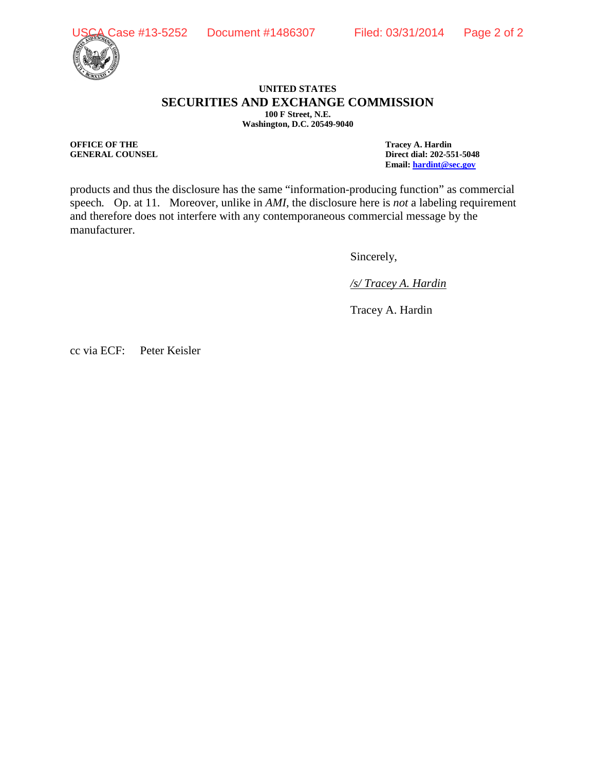**UNITED STATES**

**SECURITIES AND EXCHANGE COMMISSION**

**100 F Street, N.E.**
**Washington, D.C. 20549-9040**

**OFFICE OF THE**
**GENERAL COUNSEL**

**Tracey A. Hardin**
**Direct dial: 202-551-5048**
**Email: hardint@sec.gov**

products and thus the disclosure has the same "information-producing function" as commercial speech*.* Op. at 11. Moreover, unlike in *AMI*, the disclosure here is *not* a labeling requirement and therefore does not interfere with any contemporaneous commercial message by the manufacturer.

Sincerely,

*/s/ Tracey A. Hardin*

Tracey A. Hardin

cc via ECF: Peter Keisler